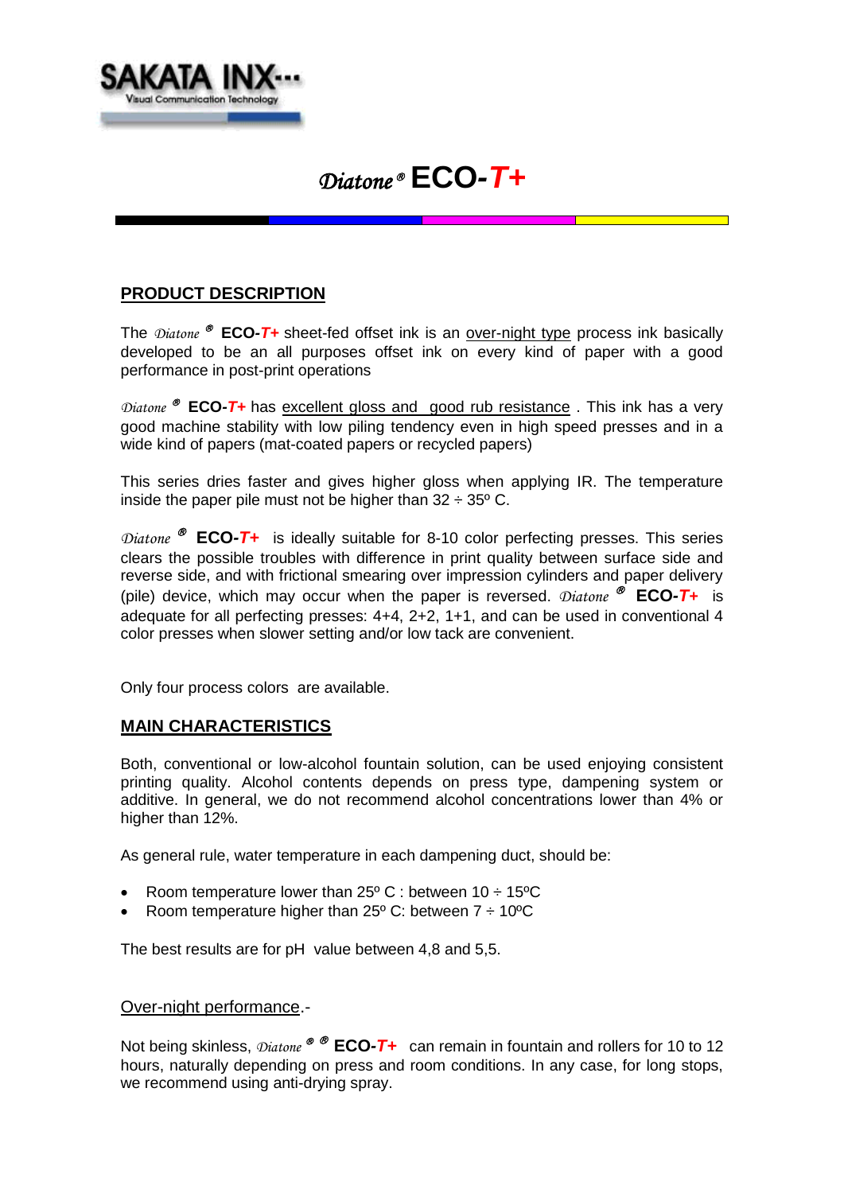SAKATA INX

Visual Communication Technology

# *Diatone*® ECO-*T+*

## PRODUCT DESCRIPTION

The *Diatone* ® **ECO-*T+*** sheet-fed offset ink is an over-night type process ink basically developed to be an all purposes offset ink on every kind of paper with a good performance in post-print operations

*Diatone* ® **ECO-*T+*** has excellent gloss and good rub resistance . This ink has a very good machine stability with low piling tendency even in high speed presses and in a wide kind of papers (mat-coated papers or recycled papers)

This series dries faster and gives higher gloss when applying IR. The temperature inside the paper pile must not be higher than 32 ÷ 35º C.

*Diatone* ® **ECO-*T+*** is ideally suitable for 8-10 color perfecting presses. This series clears the possible troubles with difference in print quality between surface side and reverse side, and with frictional smearing over impression cylinders and paper delivery (pile) device, which may occur when the paper is reversed. *Diatone* ® **ECO-*T+*** is adequate for all perfecting presses: 4+4, 2+2, 1+1, and can be used in conventional 4 color presses when slower setting and/or low tack are convenient.

Only four process colors are available.

## MAIN CHARACTERISTICS

Both, conventional or low-alcohol fountain solution, can be used enjoying consistent printing quality. Alcohol contents depends on press type, dampening system or additive. In general, we do not recommend alcohol concentrations lower than 4% or higher than 12%.

As general rule, water temperature in each dampening duct, should be:

- Room temperature lower than 25º C : between 10 ÷ 15ºC
- Room temperature higher than 25º C: between 7 ÷ 10ºC

The best results are for pH value between 4,8 and 5,5.

Over-night performance.-

Not being skinless, *Diatone* ® ® **ECO-*T+*** can remain in fountain and rollers for 10 to 12 hours, naturally depending on press and room conditions. In any case, for long stops, we recommend using anti-drying spray.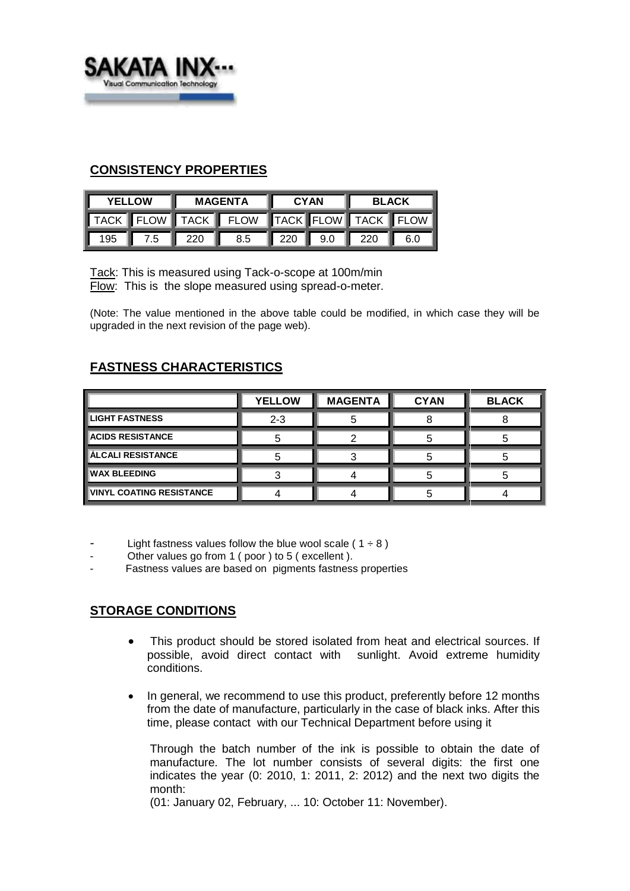## CONSISTENCY PROPERTIES

| YELLOW | | MAGENTA | | CYAN | | BLACK | |
|---|---|---|---|---|---|---|---|
| TACK | FLOW | TACK | FLOW | TACK | FLOW | TACK | FLOW |
| 195 | 7.5 | 220 | 8.5 | 220 | 9.0 | 220 | 6.0 |

Tack: This is measured using Tack-o-scope at 100m/min
Flow: This is the slope measured using spread-o-meter.

(Note: The value mentioned in the above table could be modified, in which case they will be upgraded in the next revision of the page web).

## FASTNESS CHARACTERISTICS

| | YELLOW | MAGENTA | CYAN | BLACK |
|---|---|---|---|---|
| LIGHT FASTNESS | 2-3 | 5 | 8 | 8 |
| ACIDS RESISTANCE | 5 | 2 | 5 | 5 |
| ÁLCALI RESISTANCE | 5 | 3 | 5 | 5 |
| WAX BLEEDING | 3 | 4 | 5 | 5 |
| VINYL COATING RESISTANCE | 4 | 4 | 5 | 4 |

- Light fastness values follow the blue wool scale ( 1 ÷ 8 )
- Other values go from 1 ( poor ) to 5 ( excellent ).
- Fastness values are based on pigments fastness properties

## STORAGE CONDITIONS

- This product should be stored isolated from heat and electrical sources. If possible, avoid direct contact with sunlight. Avoid extreme humidity conditions.
- In general, we recommend to use this product, preferently before 12 months from the date of manufacture, particularly in the case of black inks. After this time, please contact with our Technical Department before using it

  Through the batch number of the ink is possible to obtain the date of manufacture. The lot number consists of several digits: the first one indicates the year (0: 2010, 1: 2011, 2: 2012) and the next two digits the month:
  (01: January 02, February, ... 10: October 11: November).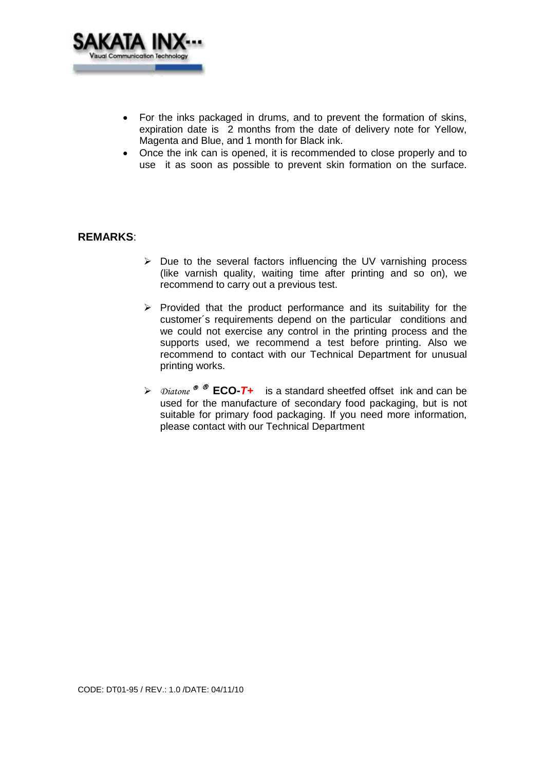- For the inks packaged in drums, and to prevent the formation of skins, expiration date is 2 months from the date of delivery note for Yellow, Magenta and Blue, and 1 month for Black ink.
- Once the ink can is opened, it is recommended to close properly and to use it as soon as possible to prevent skin formation on the surface.

**REMARKS**:

- Due to the several factors influencing the UV varnishing process (like varnish quality, waiting time after printing and so on), we recommend to carry out a previous test.

- Provided that the product performance and its suitability for the customer´s requirements depend on the particular conditions and we could not exercise any control in the printing process and the supports used, we recommend a test before printing. Also we recommend to contact with our Technical Department for unusual printing works.

- *Diatone* ® ® **ECO-*T+*** is a standard sheetfed offset ink and can be used for the manufacture of secondary food packaging, but is not suitable for primary food packaging. If you need more information, please contact with our Technical Department

CODE: DT01-95 / REV.: 1.0 /DATE: 04/11/10